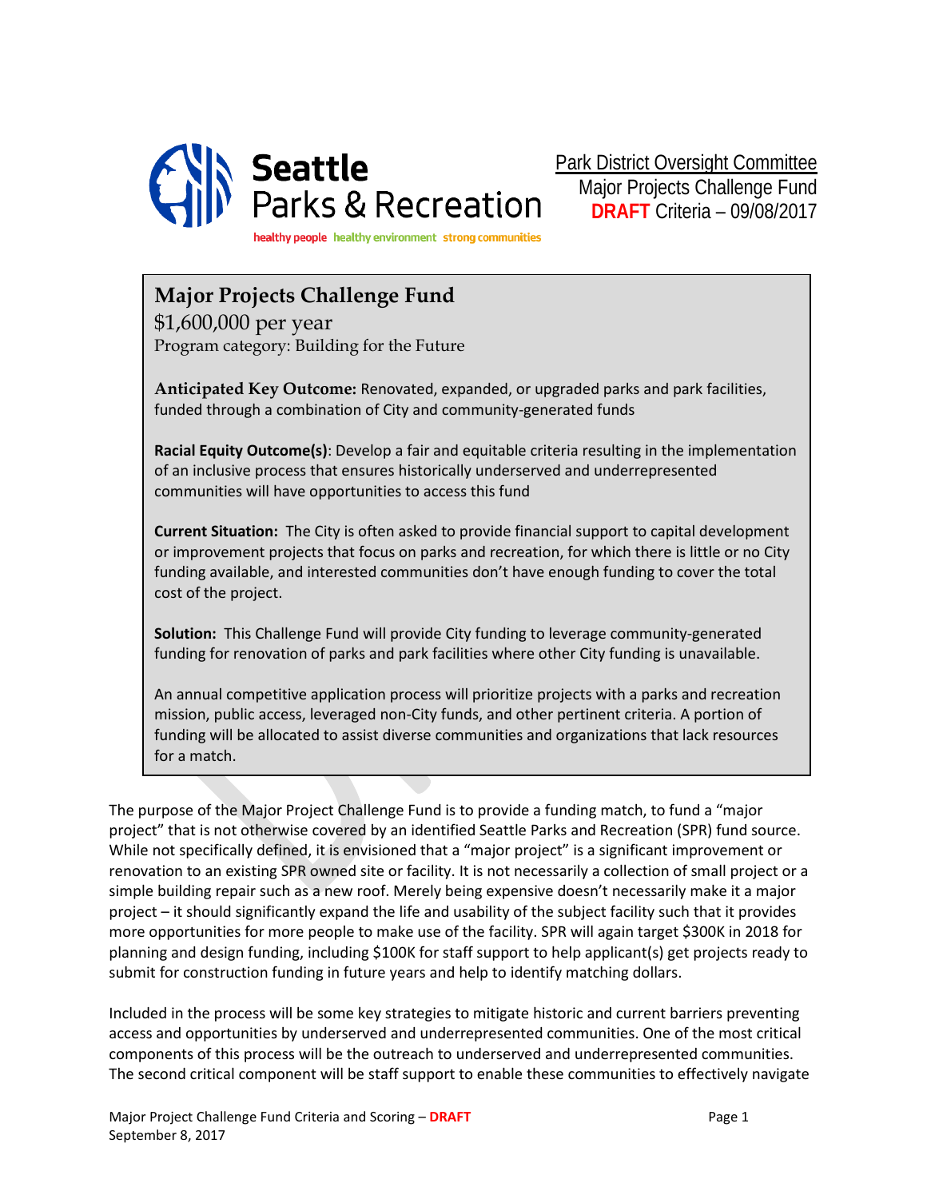Seattle Parks & Recreation

healthy people healthy environment strong communities

Park District Oversight Committee
Major Projects Challenge Fund
**DRAFT** Criteria – 09/08/2017

## Major Projects Challenge Fund

$1,600,000 per year

Program category: Building for the Future

**Anticipated Key Outcome:** Renovated, expanded, or upgraded parks and park facilities, funded through a combination of City and community-generated funds

**Racial Equity Outcome(s)**: Develop a fair and equitable criteria resulting in the implementation of an inclusive process that ensures historically underserved and underrepresented communities will have opportunities to access this fund

**Current Situation:** The City is often asked to provide financial support to capital development or improvement projects that focus on parks and recreation, for which there is little or no City funding available, and interested communities don't have enough funding to cover the total cost of the project.

**Solution:** This Challenge Fund will provide City funding to leverage community-generated funding for renovation of parks and park facilities where other City funding is unavailable.

An annual competitive application process will prioritize projects with a parks and recreation mission, public access, leveraged non-City funds, and other pertinent criteria. A portion of funding will be allocated to assist diverse communities and organizations that lack resources for a match.

The purpose of the Major Project Challenge Fund is to provide a funding match, to fund a "major project" that is not otherwise covered by an identified Seattle Parks and Recreation (SPR) fund source. While not specifically defined, it is envisioned that a "major project" is a significant improvement or renovation to an existing SPR owned site or facility. It is not necessarily a collection of small project or a simple building repair such as a new roof. Merely being expensive doesn't necessarily make it a major project – it should significantly expand the life and usability of the subject facility such that it provides more opportunities for more people to make use of the facility. SPR will again target $300K in 2018 for planning and design funding, including $100K for staff support to help applicant(s) get projects ready to submit for construction funding in future years and help to identify matching dollars.

Included in the process will be some key strategies to mitigate historic and current barriers preventing access and opportunities by underserved and underrepresented communities. One of the most critical components of this process will be the outreach to underserved and underrepresented communities. The second critical component will be staff support to enable these communities to effectively navigate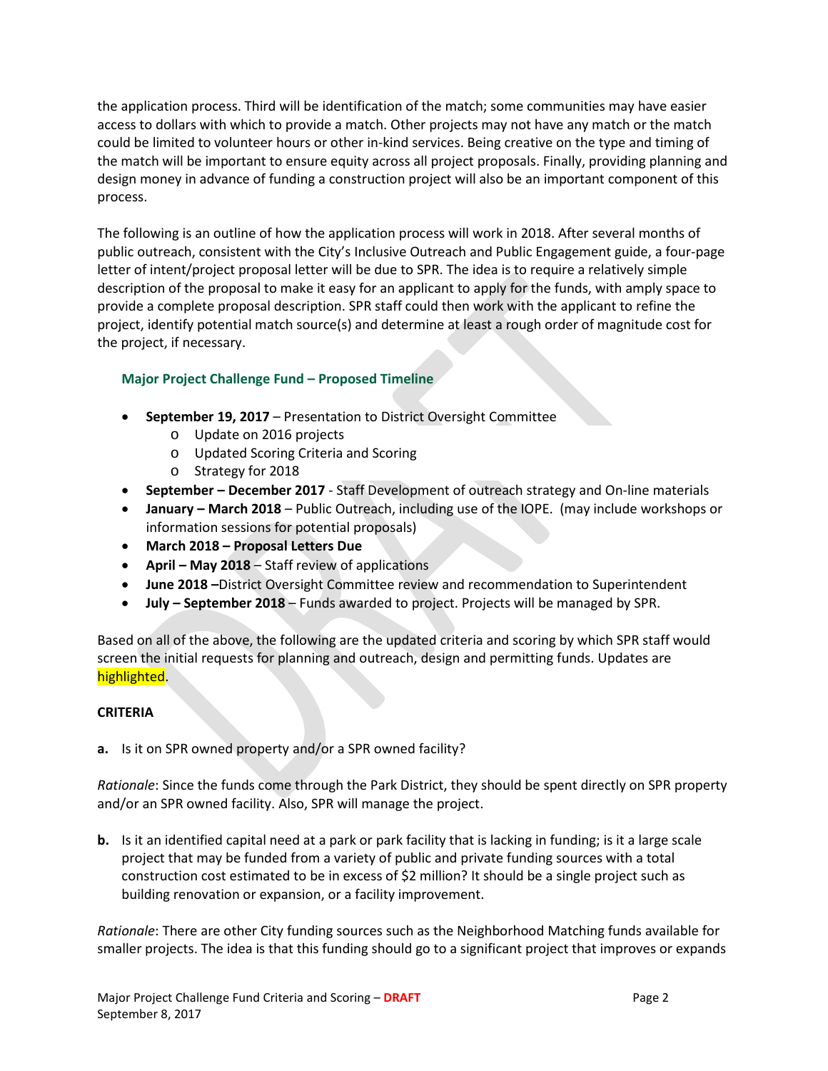the application process. Third will be identification of the match; some communities may have easier access to dollars with which to provide a match. Other projects may not have any match or the match could be limited to volunteer hours or other in-kind services. Being creative on the type and timing of the match will be important to ensure equity across all project proposals. Finally, providing planning and design money in advance of funding a construction project will also be an important component of this process.

The following is an outline of how the application process will work in 2018. After several months of public outreach, consistent with the City's Inclusive Outreach and Public Engagement guide, a four-page letter of intent/project proposal letter will be due to SPR. The idea is to require a relatively simple description of the proposal to make it easy for an applicant to apply for the funds, with amply space to provide a complete proposal description. SPR staff could then work with the applicant to refine the project, identify potential match source(s) and determine at least a rough order of magnitude cost for the project, if necessary.

### Major Project Challenge Fund – Proposed Timeline

- **September 19, 2017** – Presentation to District Oversight Committee
  - Update on 2016 projects
  - Updated Scoring Criteria and Scoring
  - Strategy for 2018
- **September – December 2017** - Staff Development of outreach strategy and On-line materials
- **January – March 2018** – Public Outreach, including use of the IOPE. (may include workshops or information sessions for potential proposals)
- **March 2018 – Proposal Letters Due**
- **April – May 2018** – Staff review of applications
- **June 2018 –**District Oversight Committee review and recommendation to Superintendent
- **July – September 2018** – Funds awarded to project. Projects will be managed by SPR.

Based on all of the above, the following are the updated criteria and scoring by which SPR staff would screen the initial requests for planning and outreach, design and permitting funds. Updates are highlighted.

**CRITERIA**

**a.** Is it on SPR owned property and/or a SPR owned facility?

*Rationale*: Since the funds come through the Park District, they should be spent directly on SPR property and/or an SPR owned facility. Also, SPR will manage the project.

**b.** Is it an identified capital need at a park or park facility that is lacking in funding; is it a large scale project that may be funded from a variety of public and private funding sources with a total construction cost estimated to be in excess of $2 million? It should be a single project such as building renovation or expansion, or a facility improvement.

*Rationale*: There are other City funding sources such as the Neighborhood Matching funds available for smaller projects. The idea is that this funding should go to a significant project that improves or expands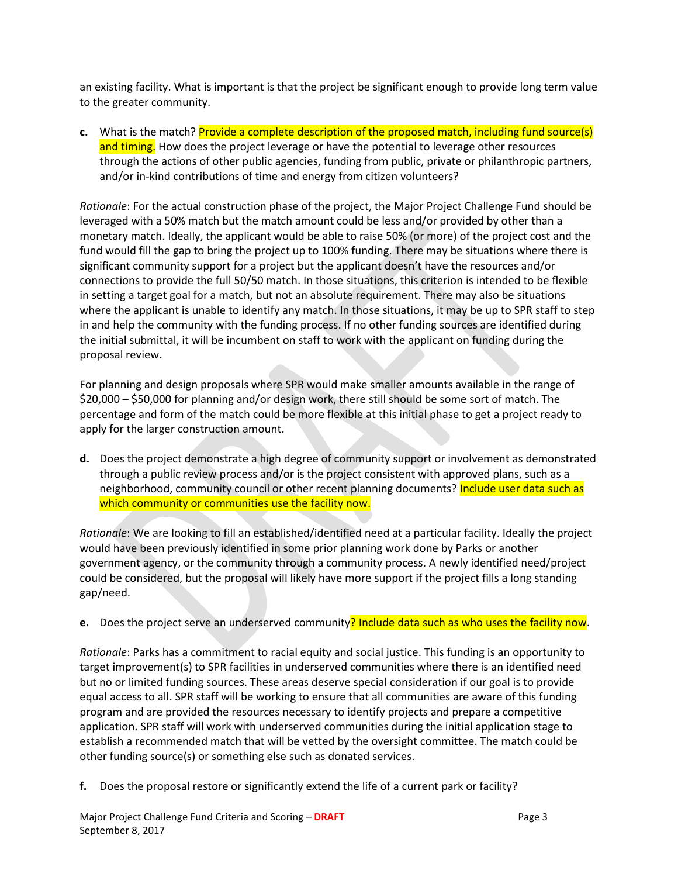an existing facility. What is important is that the project be significant enough to provide long term value to the greater community.

**c.** What is the match? Provide a complete description of the proposed match, including fund source(s) and timing. How does the project leverage or have the potential to leverage other resources through the actions of other public agencies, funding from public, private or philanthropic partners, and/or in-kind contributions of time and energy from citizen volunteers?

*Rationale*: For the actual construction phase of the project, the Major Project Challenge Fund should be leveraged with a 50% match but the match amount could be less and/or provided by other than a monetary match. Ideally, the applicant would be able to raise 50% (or more) of the project cost and the fund would fill the gap to bring the project up to 100% funding. There may be situations where there is significant community support for a project but the applicant doesn't have the resources and/or connections to provide the full 50/50 match. In those situations, this criterion is intended to be flexible in setting a target goal for a match, but not an absolute requirement. There may also be situations where the applicant is unable to identify any match. In those situations, it may be up to SPR staff to step in and help the community with the funding process. If no other funding sources are identified during the initial submittal, it will be incumbent on staff to work with the applicant on funding during the proposal review.

For planning and design proposals where SPR would make smaller amounts available in the range of $20,000 – $50,000 for planning and/or design work, there still should be some sort of match. The percentage and form of the match could be more flexible at this initial phase to get a project ready to apply for the larger construction amount.

**d.** Does the project demonstrate a high degree of community support or involvement as demonstrated through a public review process and/or is the project consistent with approved plans, such as a neighborhood, community council or other recent planning documents? Include user data such as which community or communities use the facility now.

*Rationale*: We are looking to fill an established/identified need at a particular facility. Ideally the project would have been previously identified in some prior planning work done by Parks or another government agency, or the community through a community process. A newly identified need/project could be considered, but the proposal will likely have more support if the project fills a long standing gap/need.

**e.** Does the project serve an underserved community? Include data such as who uses the facility now.

*Rationale*: Parks has a commitment to racial equity and social justice. This funding is an opportunity to target improvement(s) to SPR facilities in underserved communities where there is an identified need but no or limited funding sources. These areas deserve special consideration if our goal is to provide equal access to all. SPR staff will be working to ensure that all communities are aware of this funding program and are provided the resources necessary to identify projects and prepare a competitive application. SPR staff will work with underserved communities during the initial application stage to establish a recommended match that will be vetted by the oversight committee. The match could be other funding source(s) or something else such as donated services.

**f.** Does the proposal restore or significantly extend the life of a current park or facility?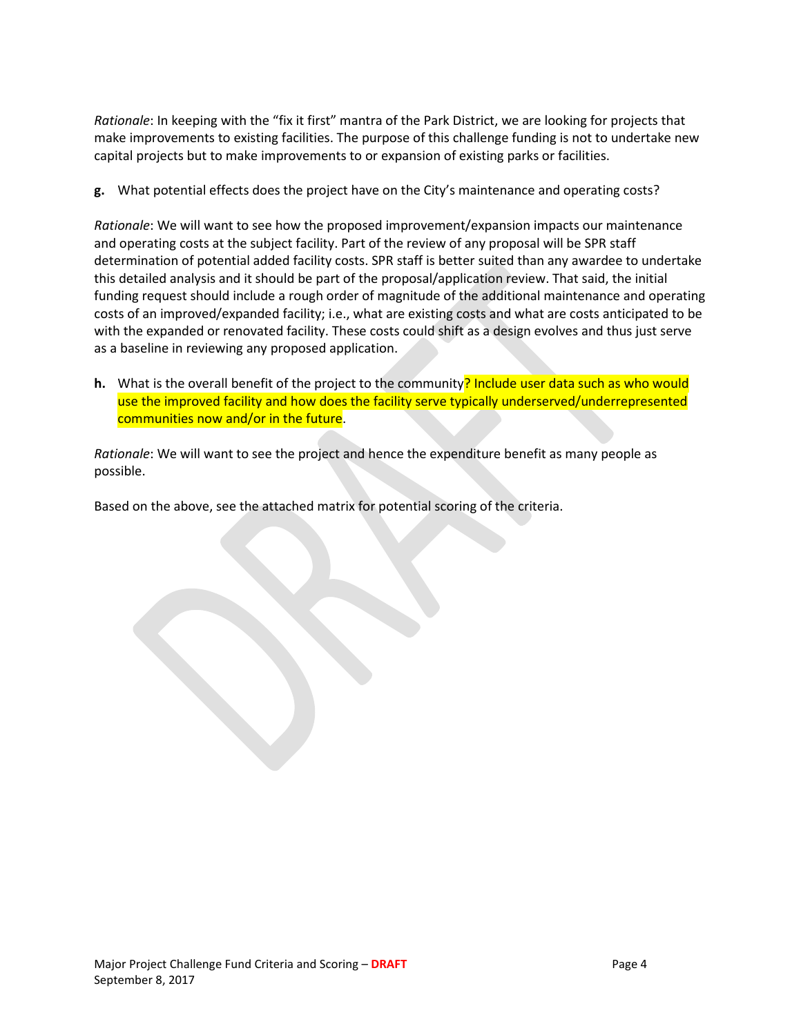*Rationale*: In keeping with the "fix it first" mantra of the Park District, we are looking for projects that make improvements to existing facilities. The purpose of this challenge funding is not to undertake new capital projects but to make improvements to or expansion of existing parks or facilities.

**g.** What potential effects does the project have on the City's maintenance and operating costs?

*Rationale*: We will want to see how the proposed improvement/expansion impacts our maintenance and operating costs at the subject facility. Part of the review of any proposal will be SPR staff determination of potential added facility costs. SPR staff is better suited than any awardee to undertake this detailed analysis and it should be part of the proposal/application review. That said, the initial funding request should include a rough order of magnitude of the additional maintenance and operating costs of an improved/expanded facility; i.e., what are existing costs and what are costs anticipated to be with the expanded or renovated facility. These costs could shift as a design evolves and thus just serve as a baseline in reviewing any proposed application.

**h.** What is the overall benefit of the project to the community? Include user data such as who would use the improved facility and how does the facility serve typically underserved/underrepresented communities now and/or in the future.

*Rationale*: We will want to see the project and hence the expenditure benefit as many people as possible.

Based on the above, see the attached matrix for potential scoring of the criteria.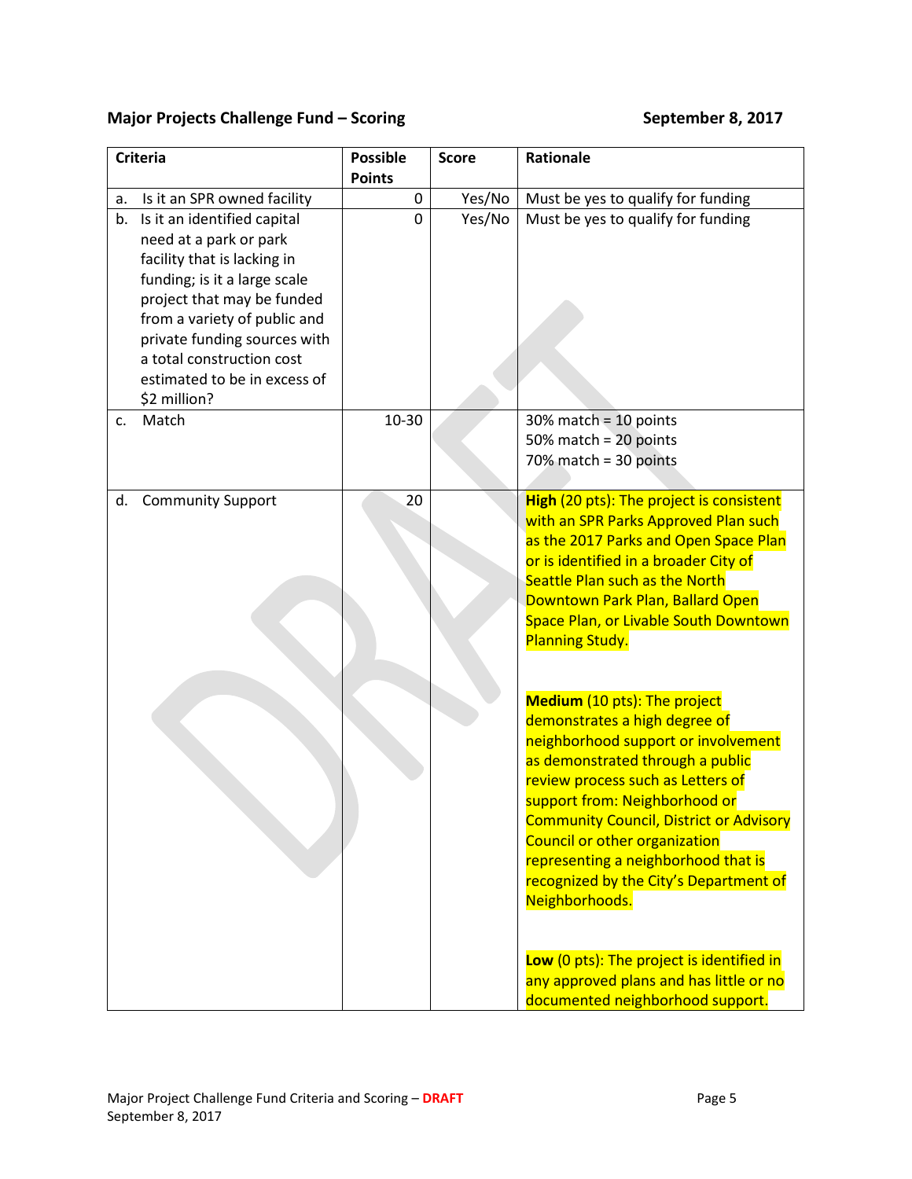**Major Projects Challenge Fund – Scoring** **September 8, 2017**

| Criteria | Possible Points | Score | Rationale |
|---|---|---|---|
| a. Is it an SPR owned facility | 0 | Yes/No | Must be yes to qualify for funding |
| b. Is it an identified capital need at a park or park facility that is lacking in funding; is it a large scale project that may be funded from a variety of public and private funding sources with a total construction cost estimated to be in excess of $2 million? | 0 | Yes/No | Must be yes to qualify for funding |
| c. Match | 10-30 | | 30% match = 10 points<br>50% match = 20 points<br>70% match = 30 points |
| d. Community Support | 20 | | **High** (20 pts): The project is consistent with an SPR Parks Approved Plan such as the 2017 Parks and Open Space Plan or is identified in a broader City of Seattle Plan such as the North Downtown Park Plan, Ballard Open Space Plan, or Livable South Downtown Planning Study.<br><br>**Medium** (10 pts): The project demonstrates a high degree of neighborhood support or involvement as demonstrated through a public review process such as Letters of support from: Neighborhood or Community Council, District or Advisory Council or other organization representing a neighborhood that is recognized by the City's Department of Neighborhoods.<br><br>**Low** (0 pts): The project is identified in any approved plans and has little or no documented neighborhood support. |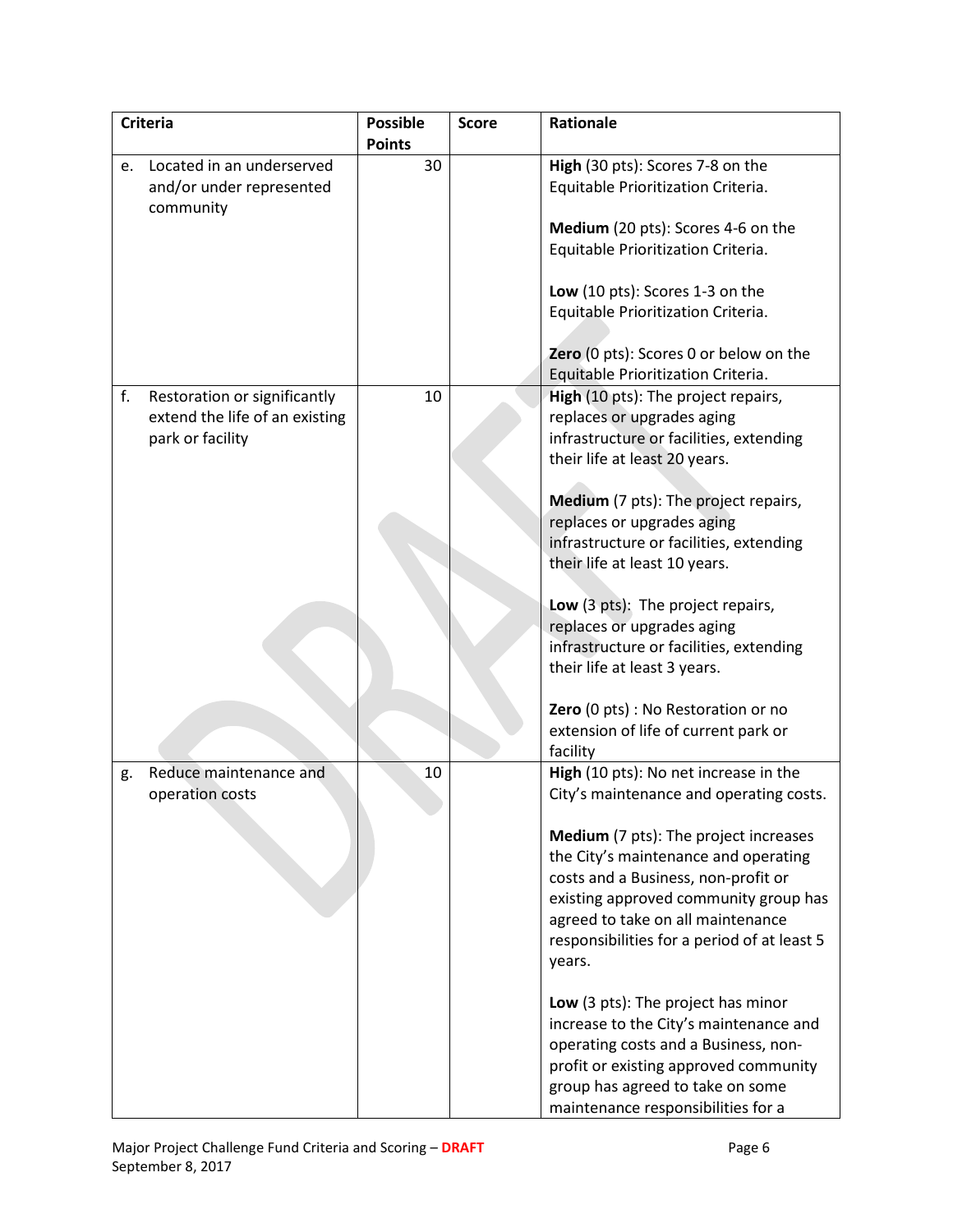| Criteria | Possible Points | Score | Rationale |
|---|---|---|---|
| e. Located in an underserved and/or under represented community | 30 | | **High** (30 pts): Scores 7-8 on the Equitable Prioritization Criteria.<br><br>**Medium** (20 pts): Scores 4-6 on the Equitable Prioritization Criteria.<br><br>**Low** (10 pts): Scores 1-3 on the Equitable Prioritization Criteria.<br><br>**Zero** (0 pts): Scores 0 or below on the Equitable Prioritization Criteria. |
| f. Restoration or significantly extend the life of an existing park or facility | 10 | | **High** (10 pts): The project repairs, replaces or upgrades aging infrastructure or facilities, extending their life at least 20 years.<br><br>**Medium** (7 pts): The project repairs, replaces or upgrades aging infrastructure or facilities, extending their life at least 10 years.<br><br>**Low** (3 pts): The project repairs, replaces or upgrades aging infrastructure or facilities, extending their life at least 3 years.<br><br>**Zero** (0 pts) : No Restoration or no extension of life of current park or facility |
| g. Reduce maintenance and operation costs | 10 | | **High** (10 pts): No net increase in the City's maintenance and operating costs.<br><br>**Medium** (7 pts): The project increases the City's maintenance and operating costs and a Business, non-profit or existing approved community group has agreed to take on all maintenance responsibilities for a period of at least 5 years.<br><br>**Low** (3 pts): The project has minor increase to the City's maintenance and operating costs and a Business, non-profit or existing approved community group has agreed to take on some maintenance responsibilities for a |

Major Project Challenge Fund Criteria and Scoring – **DRAFT**
September 8, 2017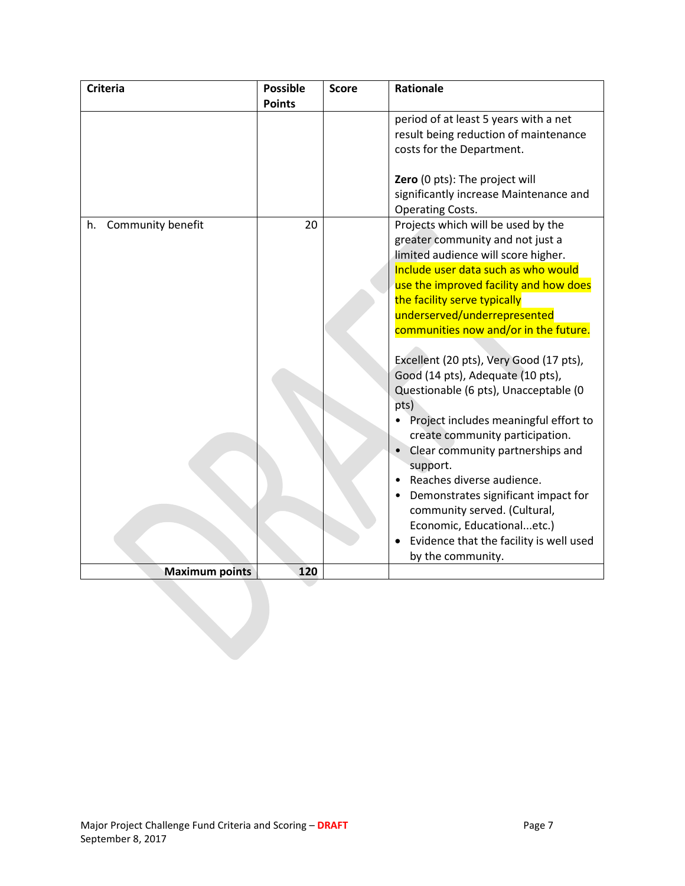| Criteria | Possible Points | Score | Rationale |
|---|---|---|---|
| | | | period of at least 5 years with a net result being reduction of maintenance costs for the Department.<br><br>**Zero** (0 pts): The project will significantly increase Maintenance and Operating Costs. |
| h. Community benefit | 20 | | Projects which will be used by the greater community and not just a limited audience will score higher. Include user data such as who would use the improved facility and how does the facility serve typically underserved/underrepresented communities now and/or in the future.<br><br>Excellent (20 pts), Very Good (17 pts), Good (14 pts), Adequate (10 pts), Questionable (6 pts), Unacceptable (0 pts)<br>• Project includes meaningful effort to create community participation.<br>• Clear community partnerships and support.<br>• Reaches diverse audience.<br>• Demonstrates significant impact for community served. (Cultural, Economic, Educational...etc.)<br>• Evidence that the facility is well used by the community. |
| **Maximum points** | **120** | | |

Major Project Challenge Fund Criteria and Scoring – **DRAFT**
September 8, 2017